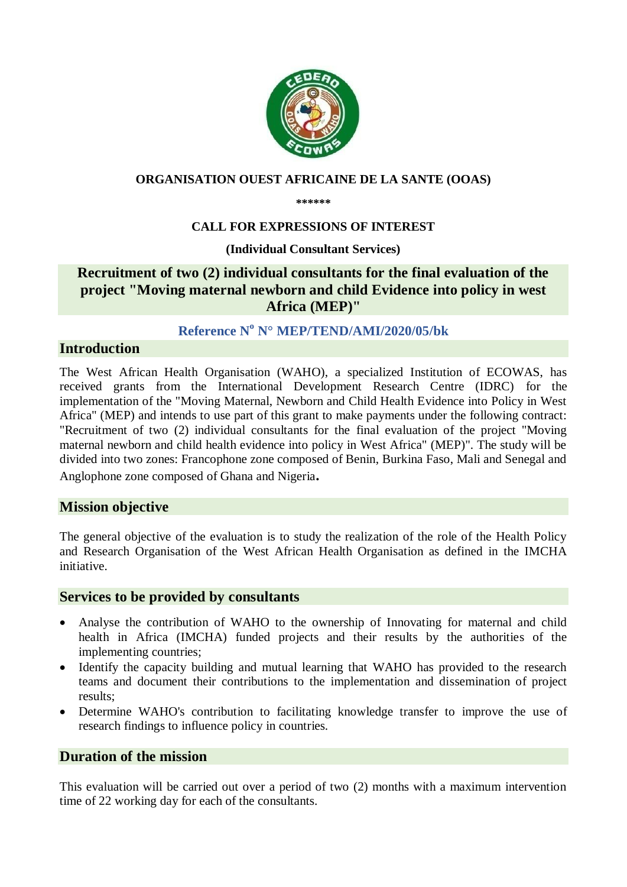**ORGANISATION OUEST AFRICAINE DE LA SANTE (OOAS)**

**\*\*\*\*\*\***

**CALL FOR EXPRESSIONS OF INTEREST**

**(Individual Consultant Services)**

# Recruitment of two (2) individual consultants for the final evaluation of the project "Moving maternal newborn and child Evidence into policy in west Africa (MEP)"

**Reference N° N° MEP/TEND/AMI/2020/05/bk**

## Introduction

The West African Health Organisation (WAHO), a specialized Institution of ECOWAS, has received grants from the International Development Research Centre (IDRC) for the implementation of the "Moving Maternal, Newborn and Child Health Evidence into Policy in West Africa" (MEP) and intends to use part of this grant to make payments under the following contract: "Recruitment of two (2) individual consultants for the final evaluation of the project "Moving maternal newborn and child health evidence into policy in West Africa" (MEP)". The study will be divided into two zones: Francophone zone composed of Benin, Burkina Faso, Mali and Senegal and Anglophone zone composed of Ghana and Nigeria.

## Mission objective

The general objective of the evaluation is to study the realization of the role of the Health Policy and Research Organisation of the West African Health Organisation as defined in the IMCHA initiative.

## Services to be provided by consultants

- Analyse the contribution of WAHO to the ownership of Innovating for maternal and child health in Africa (IMCHA) funded projects and their results by the authorities of the implementing countries;
- Identify the capacity building and mutual learning that WAHO has provided to the research teams and document their contributions to the implementation and dissemination of project results;
- Determine WAHO's contribution to facilitating knowledge transfer to improve the use of research findings to influence policy in countries.

## Duration of the mission

This evaluation will be carried out over a period of two (2) months with a maximum intervention time of 22 working day for each of the consultants.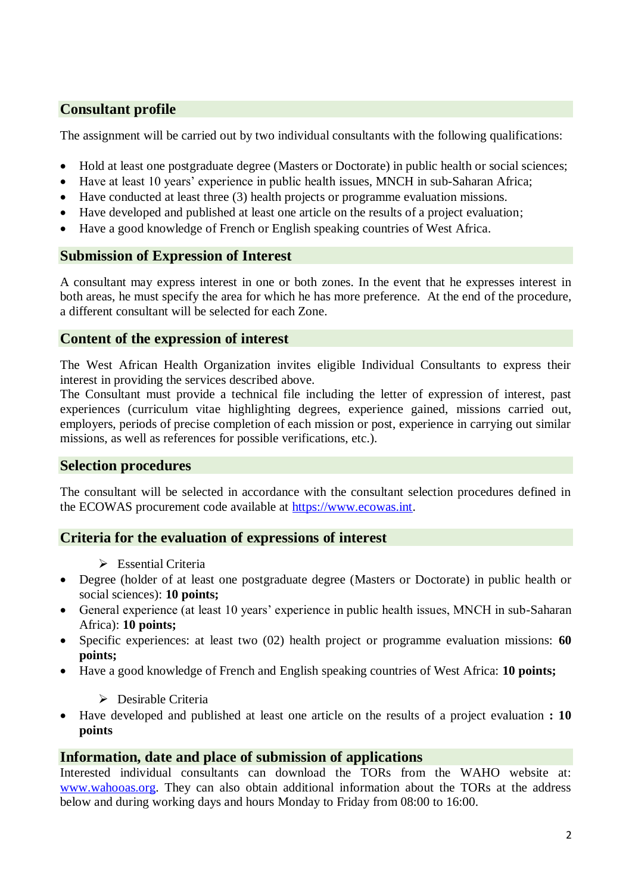## Consultant profile

The assignment will be carried out by two individual consultants with the following qualifications:

- Hold at least one postgraduate degree (Masters or Doctorate) in public health or social sciences;
- Have at least 10 years' experience in public health issues, MNCH in sub-Saharan Africa;
- Have conducted at least three (3) health projects or programme evaluation missions.
- Have developed and published at least one article on the results of a project evaluation;
- Have a good knowledge of French or English speaking countries of West Africa.

## Submission of Expression of Interest

A consultant may express interest in one or both zones. In the event that he expresses interest in both areas, he must specify the area for which he has more preference. At the end of the procedure, a different consultant will be selected for each Zone.

## Content of the expression of interest

The West African Health Organization invites eligible Individual Consultants to express their interest in providing the services described above.
The Consultant must provide a technical file including the letter of expression of interest, past experiences (curriculum vitae highlighting degrees, experience gained, missions carried out, employers, periods of precise completion of each mission or post, experience in carrying out similar missions, as well as references for possible verifications, etc.).

## Selection procedures

The consultant will be selected in accordance with the consultant selection procedures defined in the ECOWAS procurement code available at https://www.ecowas.int.

## Criteria for the evaluation of expressions of interest

- Essential Criteria

- Degree (holder of at least one postgraduate degree (Masters or Doctorate) in public health or social sciences): **10 points;**
- General experience (at least 10 years' experience in public health issues, MNCH in sub-Saharan Africa): **10 points;**
- Specific experiences: at least two (02) health project or programme evaluation missions: **60 points;**
- Have a good knowledge of French and English speaking countries of West Africa: **10 points;**

- Desirable Criteria

- Have developed and published at least one article on the results of a project evaluation **: 10 points**

## Information, date and place of submission of applications

Interested individual consultants can download the TORs from the WAHO website at: www.wahooas.org. They can also obtain additional information about the TORs at the address below and during working days and hours Monday to Friday from 08:00 to 16:00.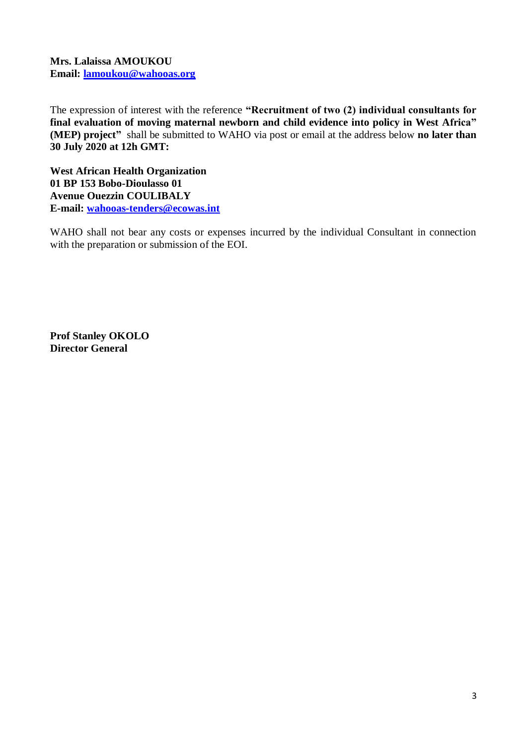**Mrs. Lalaissa AMOUKOU**
**Email: lamoukou@wahooas.org**

The expression of interest with the reference **"Recruitment of two (2) individual consultants for final evaluation of moving maternal newborn and child evidence into policy in West Africa" (MEP) project"** shall be submitted to WAHO via post or email at the address below **no later than 30 July 2020 at 12h GMT:**

**West African Health Organization**
**01 BP 153 Bobo-Dioulasso 01**
**Avenue Ouezzin COULIBALY**
**E-mail: wahooas-tenders@ecowas.int**

WAHO shall not bear any costs or expenses incurred by the individual Consultant in connection with the preparation or submission of the EOI.

**Prof Stanley OKOLO**
**Director General**